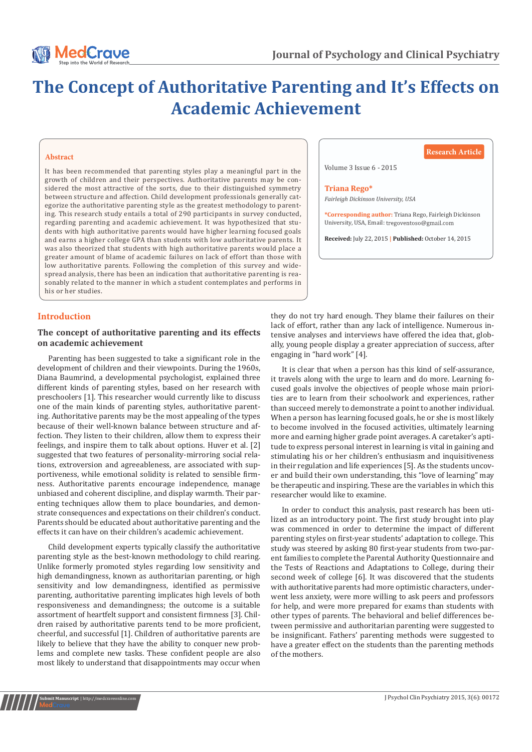# The Concept of Authoritative Parenting and It's Effects on Academic Achievement

**Research Article**

Volume 3 Issue 6 - 2015

**Triana Rego***

*Fairleigh Dickinson University, USA*

***Corresponding author:** Triana Rego, Fairleigh Dickinson University, USA, Email: tregoventoso@gmail.com

**Received:** July 22, 2015 | **Published:** October 14, 2015

## Abstract

It has been recommended that parenting styles play a meaningful part in the growth of children and their perspectives. Authoritative parents may be considered the most attractive of the sorts, due to their distinguished symmetry between structure and affection. Child development professionals generally categorize the authoritative parenting style as the greatest methodology to parenting. This research study entails a total of 290 participants in survey conducted, regarding parenting and academic achievement. It was hypothesized that students with high authoritative parents would have higher learning focused goals and earns a higher college GPA than students with low authoritative parents. It was also theorized that students with high authoritative parents would place a greater amount of blame of academic failures on lack of effort than those with low authoritative parents. Following the completion of this survey and widespread analysis, there has been an indication that authoritative parenting is reasonably related to the manner in which a student contemplates and performs in his or her studies.

## Introduction

### The concept of authoritative parenting and its effects on academic achievement

Parenting has been suggested to take a significant role in the development of children and their viewpoints. During the 1960s, Diana Baumrind, a developmental psychologist, explained three different kinds of parenting styles, based on her research with preschoolers [1]. This researcher would currently like to discuss one of the main kinds of parenting styles, authoritative parenting. Authoritative parents may be the most appealing of the types because of their well-known balance between structure and affection. They listen to their children, allow them to express their feelings, and inspire them to talk about options. Huver et al. [2] suggested that two features of personality-mirroring social relations, extroversion and agreeableness, are associated with supportiveness, while emotional solidity is related to sensible firmness. Authoritative parents encourage independence, manage unbiased and coherent discipline, and display warmth. Their parenting techniques allow them to place boundaries, and demonstrate consequences and expectations on their children's conduct. Parents should be educated about authoritative parenting and the effects it can have on their children's academic achievement.

Child development experts typically classify the authoritative parenting style as the best-known methodology to child rearing. Unlike formerly promoted styles regarding low sensitivity and high demandingness, known as authoritarian parenting, or high sensitivity and low demandingness, identified as permissive parenting, authoritative parenting implicates high levels of both responsiveness and demandingness; the outcome is a suitable assortment of heartfelt support and consistent firmness [3]. Children raised by authoritative parents tend to be more proficient, cheerful, and successful [1]. Children of authoritative parents are likely to believe that they have the ability to conquer new problems and complete new tasks. These confident people are also most likely to understand that disappointments may occur when they do not try hard enough. They blame their failures on their lack of effort, rather than any lack of intelligence. Numerous intensive analyses and interviews have offered the idea that, globally, young people display a greater appreciation of success, after engaging in "hard work" [4].

It is clear that when a person has this kind of self-assurance, it travels along with the urge to learn and do more. Learning focused goals involve the objectives of people whose main priorities are to learn from their schoolwork and experiences, rather than succeed merely to demonstrate a point to another individual. When a person has learning focused goals, he or she is most likely to become involved in the focused activities, ultimately learning more and earning higher grade point averages. A caretaker's aptitude to express personal interest in learning is vital in gaining and stimulating his or her children's enthusiasm and inquisitiveness in their regulation and life experiences [5]. As the students uncover and build their own understanding, this "love of learning" may be therapeutic and inspiring. These are the variables in which this researcher would like to examine.

In order to conduct this analysis, past research has been utilized as an introductory point. The first study brought into play was commenced in order to determine the impact of different parenting styles on first-year students' adaptation to college. This study was steered by asking 80 first-year students from two-parent families to complete the Parental Authority Questionnaire and the Tests of Reactions and Adaptations to College, during their second week of college [6]. It was discovered that the students with authoritative parents had more optimistic characters, underwent less anxiety, were more willing to ask peers and professors for help, and were more prepared for exams than students with other types of parents. The behavioral and belief differences between permissive and authoritarian parenting were suggested to be insignificant. Fathers' parenting methods were suggested to have a greater effect on the students than the parenting methods of the mothers.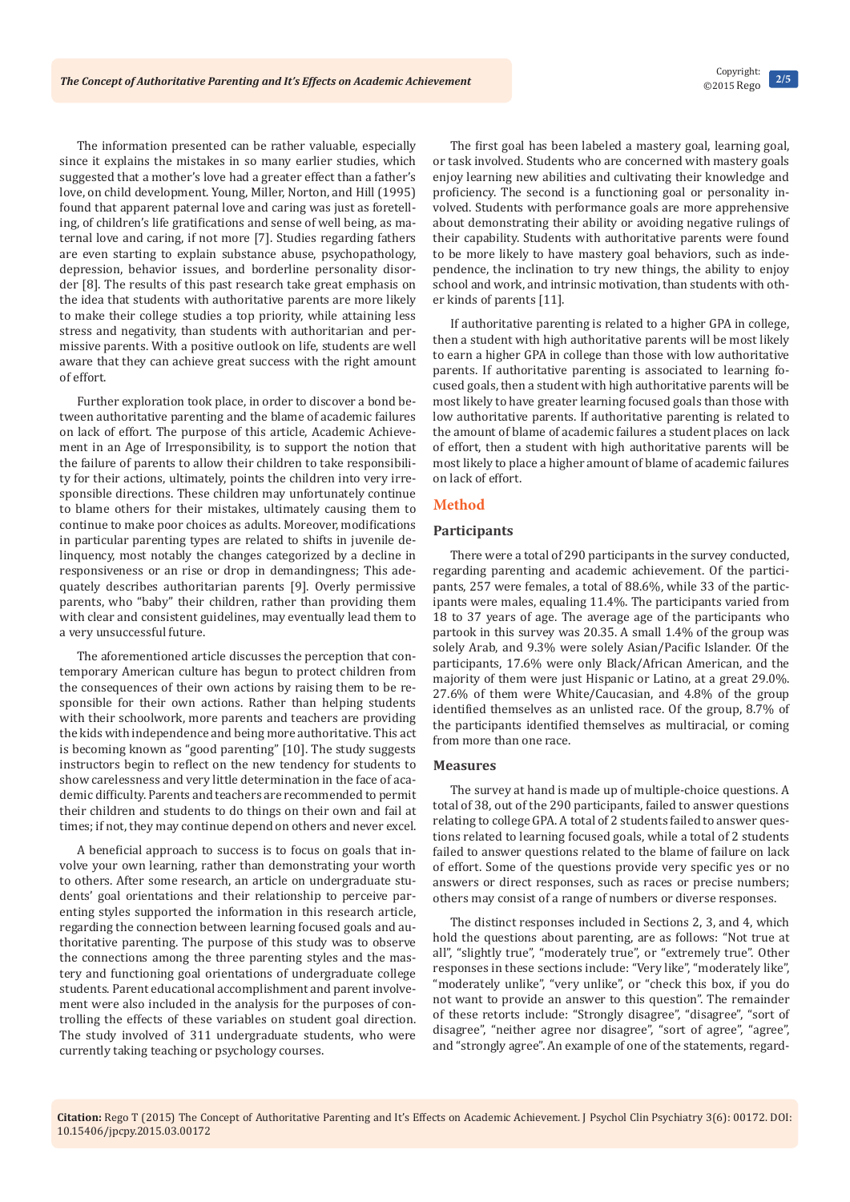The information presented can be rather valuable, especially since it explains the mistakes in so many earlier studies, which suggested that a mother's love had a greater effect than a father's love, on child development. Young, Miller, Norton, and Hill (1995) found that apparent paternal love and caring was just as foretelling, of children's life gratifications and sense of well being, as maternal love and caring, if not more [7]. Studies regarding fathers were even starting to explain substance abuse, psychopathology, depression, behavior issues, and borderline personality disorder [8]. The results of this past research take great emphasis on the idea that students with authoritative parents are more likely to make their college studies a top priority, while attaining less stress and negativity, than students with authoritarian and permissive parents. With a positive outlook on life, students are well aware that they can achieve great success with the right amount of effort.

Further exploration took place, in order to discover a bond between authoritative parenting and the blame of academic failures on lack of effort. The purpose of this article, Academic Achievement in an Age of Irresponsibility, is to support the notion that the failure of parents to allow their children to take responsibility for their actions, ultimately, points the children into very irresponsible directions. These children may unfortunately continue to blame others for their mistakes, ultimately causing them to continue to make poor choices as adults. Moreover, modifications in particular parenting types are related to shifts in juvenile delinquency, most notably the changes categorized by a decline in responsiveness or an rise or drop in demandingness; This adequately describes authoritarian parents [9]. Overly permissive parents, who "baby" their children, rather than providing them with clear and consistent guidelines, may eventually lead them to a very unsuccessful future.

The aforementioned article discusses the perception that contemporary American culture has begun to protect children from the consequences of their own actions by raising them to be responsible for their own actions. Rather than helping students with their schoolwork, more parents and teachers are providing the kids with independence and being more authoritative. This act is becoming known as "good parenting" [10]. The study suggests instructors begin to reflect on the new tendency for students to show carelessness and very little determination in the face of academic difficulty. Parents and teachers are recommended to permit their children and students to do things on their own and fail at times; if not, they may continue depend on others and never excel.

A beneficial approach to success is to focus on goals that involve your own learning, rather than demonstrating your worth to others. After some research, an article on undergraduate students' goal orientations and their relationship to perceive parenting styles supported the information in this research article, regarding the connection between learning focused goals and authoritative parenting. The purpose of this study was to observe the connections among the three parenting styles and the mastery and functioning goal orientations of undergraduate college students. Parent educational accomplishment and parent involvement were also included in the analysis for the purposes of controlling the effects of these variables on student goal direction. The study involved of 311 undergraduate students, who were currently taking teaching or psychology courses.

The first goal has been labeled a mastery goal, learning goal, or task involved. Students who are concerned with mastery goals enjoy learning new abilities and cultivating their knowledge and proficiency. The second is a functioning goal or personality involved. Students with performance goals are more apprehensive about demonstrating their ability or avoiding negative rulings of their capability. Students with authoritative parents were found to be more likely to have mastery goal behaviors, such as independence, the inclination to try new things, the ability to enjoy school and work, and intrinsic motivation, than students with other kinds of parents [11].

If authoritative parenting is related to a higher GPA in college, then a student with high authoritative parents will be most likely to earn a higher GPA in college than those with low authoritative parents. If authoritative parenting is associated to learning focused goals, then a student with high authoritative parents will be most likely to have greater learning focused goals than those with low authoritative parents. If authoritative parenting is related to the amount of blame of academic failures a student places on lack of effort, then a student with high authoritative parents will be most likely to place a higher amount of blame of academic failures on lack of effort.

## Method

### Participants

There were a total of 290 participants in the survey conducted, regarding parenting and academic achievement. Of the participants, 257 were females, a total of 88.6%, while 33 of the participants were males, equaling 11.4%. The participants varied from 18 to 37 years of age. The average age of the participants who partook in this survey was 20.35. A small 1.4% of the group was solely Arab, and 9.3% were solely Asian/Pacific Islander. Of the participants, 17.6% were only Black/African American, and the majority of them were just Hispanic or Latino, at a great 29.0%. 27.6% of them were White/Caucasian, and 4.8% of the group identified themselves as an unlisted race. Of the group, 8.7% of the participants identified themselves as multiracial, or coming from more than one race.

### Measures

The survey at hand is made up of multiple-choice questions. A total of 38, out of the 290 participants, failed to answer questions relating to college GPA. A total of 2 students failed to answer questions related to learning focused goals, while a total of 2 students failed to answer questions related to the blame of failure on lack of effort. Some of the questions provide very specific yes or no answers or direct responses, such as races or precise numbers; others may consist of a range of numbers or diverse responses.

The distinct responses included in Sections 2, 3, and 4, which hold the questions about parenting, are as follows: "Not true at all", "slightly true", "moderately true", or "extremely true". Other responses in these sections include: "Very like", "moderately like", "moderately unlike", "very unlike", or "check this box, if you do not want to provide an answer to this question". The remainder of these retorts include: "Strongly disagree", "disagree", "sort of disagree", "neither agree nor disagree", "sort of agree", "agree", and "strongly agree". An example of one of the statements, regard-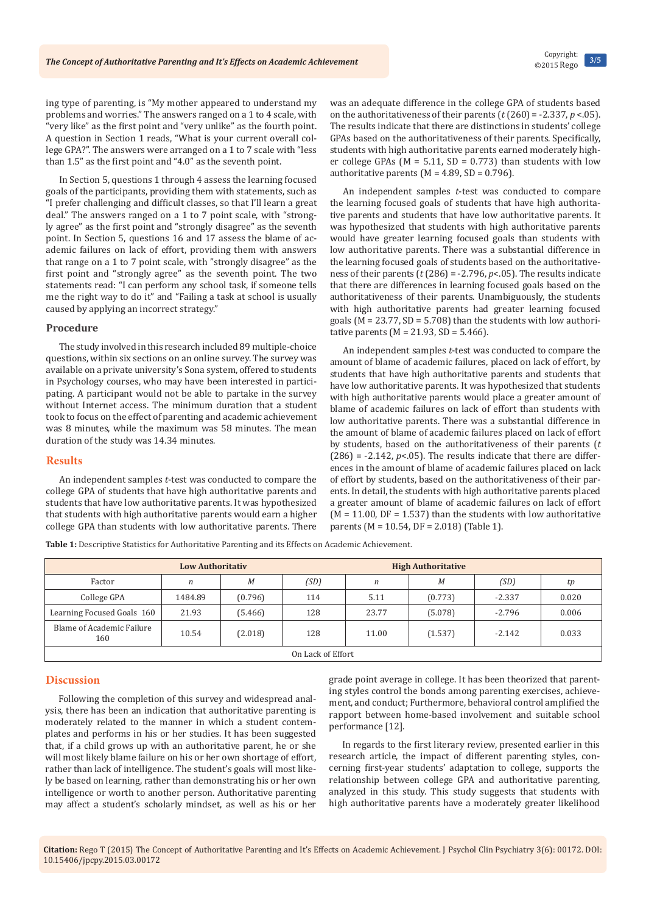ing type of parenting, is "My mother appeared to understand my problems and worries." The answers ranged on a 1 to 4 scale, with "very like" as the first point and "very unlike" as the fourth point. A question in Section 1 reads, "What is your current overall college GPA?". The answers were arranged on a 1 to 7 scale with "less than 1.5" as the first point and "4.0" as the seventh point.

In Section 5, questions 1 through 4 assess the learning focused goals of the participants, providing them with statements, such as "I prefer challenging and difficult classes, so that I'll learn a great deal." The answers ranged on a 1 to 7 point scale, with "strongly agree" as the first point and "strongly disagree" as the seventh point. In Section 5, questions 16 and 17 assess the blame of academic failures on lack of effort, providing them with answers that range on a 1 to 7 point scale, with "strongly disagree" as the first point and "strongly agree" as the seventh point. The two statements read: "I can perform any school task, if someone tells me the right way to do it" and "Failing a task at school is usually caused by applying an incorrect strategy."

### Procedure

The study involved in this research included 89 multiple-choice questions, within six sections on an online survey. The survey was available on a private university's Sona system, offered to students in Psychology courses, who may have been interested in participating. A participant would not be able to partake in the survey without Internet access. The minimum duration that a student took to focus on the effect of parenting and academic achievement was 8 minutes, while the maximum was 58 minutes. The mean duration of the study was 14.34 minutes.

## Results

An independent samples *t*-test was conducted to compare the college GPA of students that have high authoritative parents and students that have low authoritative parents. It was hypothesized that students with high authoritative parents would earn a higher college GPA than students with low authoritative parents. There was an adequate difference in the college GPA of students based on the authoritativeness of their parents ($t\,(260) = -2.337$, $p < .05$). The results indicate that there are distinctions in students' college GPAs based on the authoritativeness of their parents. Specifically, students with high authoritative parents earned moderately higher college GPAs (M = 5.11, SD = 0.773) than students with low authoritative parents (M = 4.89, SD = 0.796).

An independent samples *t*-test was conducted to compare the learning focused goals of students that have high authoritative parents and students that have low authoritative parents. It was hypothesized that students with high authoritative parents would have greater learning focused goals than students with low authoritative parents. There was a substantial difference in the learning focused goals of students based on the authoritativeness of their parents ($t\,(286) = -2.796$, $p<.05$). The results indicate that there are differences in learning focused goals based on the authoritativeness of their parents. Unambiguously, the students with high authoritative parents had greater learning focused goals (M = 23.77, SD = 5.708) than the students with low authoritative parents (M = 21.93, SD = 5.466).

An independent samples *t*-test was conducted to compare the amount of blame of academic failures, placed on lack of effort, by students that have high authoritative parents and students that have low authoritative parents. It was hypothesized that students with high authoritative parents would place a greater amount of blame of academic failures on lack of effort than students with low authoritative parents. There was a substantial difference in the amount of blame of academic failures placed on lack of effort by students, based on the authoritativeness of their parents ($t\,(286) = -2.142$, $p<.05$). The results indicate that there are differences in the amount of blame of academic failures placed on lack of effort by students, based on the authoritativeness of their parents. In detail, the students with high authoritative parents placed a greater amount of blame of academic failures on lack of effort (M = 11.00, DF = 1.537) than the students with low authoritative parents (M = 10.54, DF = 2.018) (Table 1).

**Table 1:** Descriptive Statistics for Authoritative Parenting and its Effects on Academic Achievement.

| | Low Authoritativ | | | High Authoritative | | | |
|---|---|---|---|---|---|---|---|
| Factor | *n* | *M* | *(SD)* | *n* | *M* | *(SD)* | *tp* |
| College GPA | 1484.89 | (0.796) | 114 | 5.11 | (0.773) | -2.337 | 0.020 |
| Learning Focused Goals 160 | 21.93 | (5.466) | 128 | 23.77 | (5.078) | -2.796 | 0.006 |
| Blame of Academic Failure 160 | 10.54 | (2.018) | 128 | 11.00 | (1.537) | -2.142 | 0.033 |
| On Lack of Effort | | | | | | | |

## Discussion

Following the completion of this survey and widespread analysis, there has been an indication that authoritative parenting is moderately related to the manner in which a student contemplates and performs in his or her studies. It has been suggested that, if a child grows up with an authoritative parent, he or she will most likely blame failure on his or her own shortage of effort, rather than lack of intelligence. The student's goals will most likely be based on learning, rather than demonstrating his or her own intelligence or worth to another person. Authoritative parenting may affect a student's scholarly mindset, as well as his or her grade point average in college. It has been theorized that parenting styles control the bonds among parenting exercises, achievement, and conduct; Furthermore, behavioral control amplified the rapport between home-based involvement and suitable school performance [12].

In regards to the first literary review, presented earlier in this research article, the impact of different parenting styles, concerning first-year students' adaptation to college, supports the relationship between college GPA and authoritative parenting, analyzed in this study. This study suggests that students with high authoritative parents have a moderately greater likelihood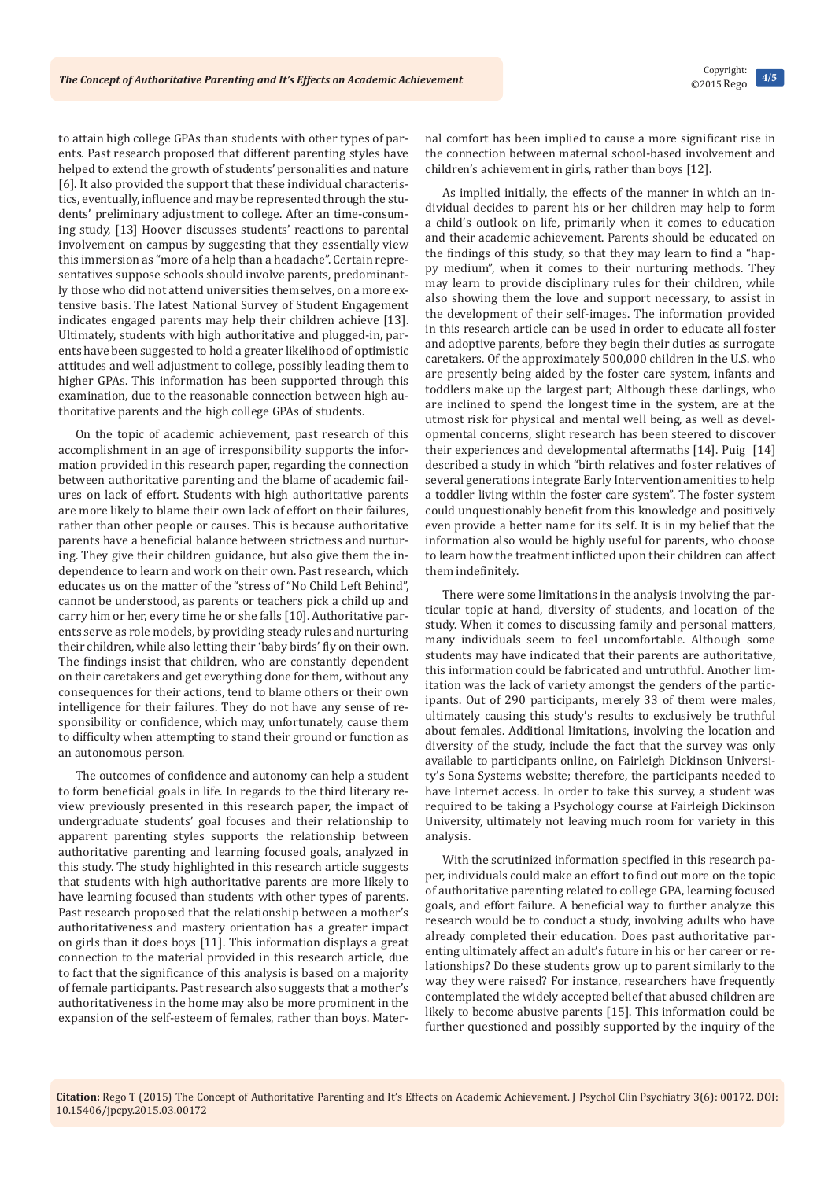to attain high college GPAs than students with other types of parents. Past research proposed that different parenting styles have helped to extend the growth of students' personalities and nature [6]. It also provided the support that these individual characteristics, eventually, influence and may be represented through the students' preliminary adjustment to college. After an time-consuming study, [13] Hoover discusses students' reactions to parental involvement on campus by suggesting that they essentially view this immersion as "more of a help than a headache". Certain representatives suppose schools should involve parents, predominantly those who did not attend universities themselves, on a more extensive basis. The latest National Survey of Student Engagement indicates engaged parents may help their children achieve [13]. Ultimately, students with high authoritative and plugged-in, parents have been suggested to hold a greater likelihood of optimistic attitudes and well adjustment to college, possibly leading them to higher GPAs. This information has been supported through this examination, due to the reasonable connection between high authoritative parents and the high college GPAs of students.

On the topic of academic achievement, past research of this accomplishment in an age of irresponsibility supports the information provided in this research paper, regarding the connection between authoritative parenting and the blame of academic failures on lack of effort. Students with high authoritative parents are more likely to blame their own lack of effort on their failures, rather than other people or causes. This is because authoritative parents have a beneficial balance between strictness and nurturing. They give their children guidance, but also give them the independence to learn and work on their own. Past research, which educates us on the matter of the "stress of "No Child Left Behind", cannot be understood, as parents or teachers pick a child up and carry him or her, every time he or she falls [10]. Authoritative parents serve as role models, by providing steady rules and nurturing their children, while also letting their 'baby birds' fly on their own. The findings insist that children, who are constantly dependent on their caretakers and get everything done for them, without any consequences for their actions, tend to blame others or their own intelligence for their failures. They do not have any sense of responsibility or confidence, which may, unfortunately, cause them to difficulty when attempting to stand their ground or function as an autonomous person.

The outcomes of confidence and autonomy can help a student to form beneficial goals in life. In regards to the third literary review previously presented in this research paper, the impact of undergraduate students' goal focuses and their relationship to apparent parenting styles supports the relationship between authoritative parenting and learning focused goals, analyzed in this study. The study highlighted in this research article suggests that students with high authoritative parents are more likely to have learning focused than students with other types of parents. Past research proposed that the relationship between a mother's authoritativeness and mastery orientation has a greater impact on girls than it does boys [11]. This information displays a great connection to the material provided in this research article, due to fact that the significance of this analysis is based on a majority of female participants. Past research also suggests that a mother's authoritativeness in the home may also be more prominent in the expansion of the self-esteem of females, rather than boys. Maternal comfort has been implied to cause a more significant rise in the connection between maternal school-based involvement and children's achievement in girls, rather than boys [12].

As implied initially, the effects of the manner in which an individual decides to parent his or her children may help to form a child's outlook on life, primarily when it comes to education and their academic achievement. Parents should be educated on the findings of this study, so that they may learn to find a "happy medium", when it comes to their nurturing methods. They may learn to provide disciplinary rules for their children, while also showing them the love and support necessary, to assist in the development of their self-images. The information provided in this research article can be used in order to educate all foster and adoptive parents, before they begin their duties as surrogate caretakers. Of the approximately 500,000 children in the U.S. who are presently being aided by the foster care system, infants and toddlers make up the largest part; Although these darlings, who are inclined to spend the longest time in the system, are at the utmost risk for physical and mental well being, as well as developmental concerns, slight research has been steered to discover their experiences and developmental aftermaths [14]. Puig [14] described a study in which "birth relatives and foster relatives of several generations integrate Early Intervention amenities to help a toddler living within the foster care system". The foster system could unquestionably benefit from this knowledge and positively even provide a better name for its self. It is in my belief that the information also would be highly useful for parents, who choose to learn how the treatment inflicted upon their children can affect them indefinitely.

There were some limitations in the analysis involving the particular topic at hand, diversity of students, and location of the study. When it comes to discussing family and personal matters, many individuals seem to feel uncomfortable. Although some students may have indicated that their parents are authoritative, this information could be fabricated and untruthful. Another limitation was the lack of variety amongst the genders of the participants. Out of 290 participants, merely 33 of them were males, ultimately causing this study's results to exclusively be truthful about females. Additional limitations, involving the location and diversity of the study, include the fact that the survey was only available to participants online, on Fairleigh Dickinson University's Sona Systems website; therefore, the participants needed to have Internet access. In order to take this survey, a student was required to be taking a Psychology course at Fairleigh Dickinson University, ultimately not leaving much room for variety in this analysis.

With the scrutinized information specified in this research paper, individuals could make an effort to find out more on the topic of authoritative parenting related to college GPA, learning focused goals, and effort failure. A beneficial way to further analyze this research would be to conduct a study, involving adults who have already completed their education. Does past authoritative parenting ultimately affect an adult's future in his or her career or relationships? Do these students grow up to parent similarly to the way they were raised? For instance, researchers have frequently contemplated the widely accepted belief that abused children are likely to become abusive parents [15]. This information could be further questioned and possibly supported by the inquiry of the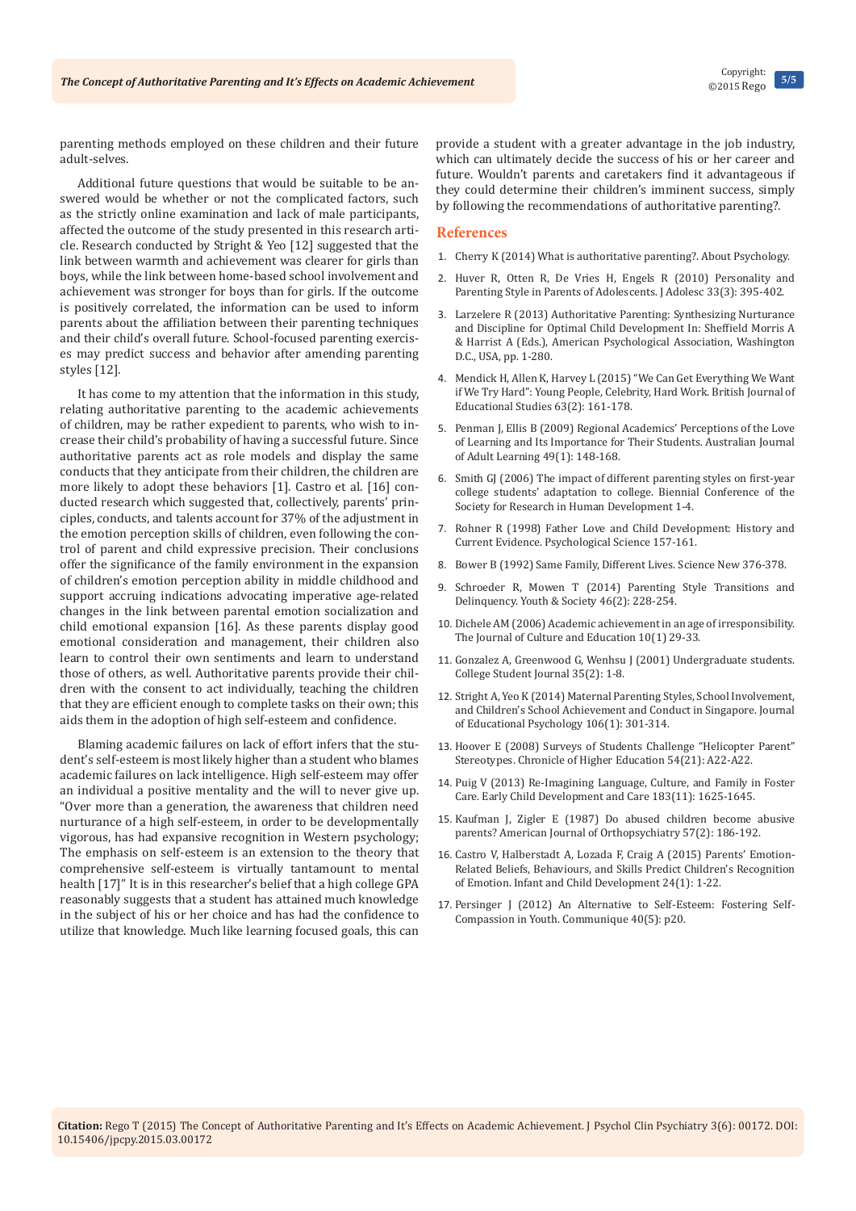parenting methods employed on these children and their future adult-selves.

Additional future questions that would be suitable to be answered would be whether or not the complicated factors, such as the strictly online examination and lack of male participants, affected the outcome of the study presented in this research article. Research conducted by Stright & Yeo [12] suggested that the link between warmth and achievement was clearer for girls than boys, while the link between home-based school involvement and achievement was stronger for boys than for girls. If the outcome is positively correlated, the information can be used to inform parents about the affiliation between their parenting techniques and their child's overall future. School-focused parenting exercises may predict success and behavior after amending parenting styles [12].

It has come to my attention that the information in this study, relating authoritative parenting to the academic achievements of children, may be rather expedient to parents, who wish to increase their child's probability of having a successful future. Since authoritative parents act as role models and display the same conducts that they anticipate from their children, the children are more likely to adopt these behaviors [1]. Castro et al. [16] conducted research which suggested that, collectively, parents' principles, conducts, and talents account for 37% of the adjustment in the emotion perception skills of children, even following the control of parent and child expressive precision. Their conclusions offer the significance of the family environment in the expansion of children's emotion perception ability in middle childhood and support accruing indications advocating imperative age-related changes in the link between parental emotion socialization and child emotional expansion [16]. As these parents display good emotional consideration and management, their children also learn to control their own sentiments and learn to understand those of others, as well. Authoritative parents provide their children with the consent to act individually, teaching the children that they are efficient enough to complete tasks on their own; this aids them in the adoption of high self-esteem and confidence.

Blaming academic failures on lack of effort infers that the student's self-esteem is most likely higher than a student who blames academic failures on lack intelligence. High self-esteem may offer an individual a positive mentality and the will to never give up. "Over more than a generation, the awareness that children need nurturance of a high self-esteem, in order to be developmentally vigorous, has had expansive recognition in Western psychology; The emphasis on self-esteem is an extension to the theory that comprehensive self-esteem is virtually tantamount to mental health [17]" It is in this researcher's belief that a high college GPA reasonably suggests that a student has attained much knowledge in the subject of his or her choice and has had the confidence to utilize that knowledge. Much like learning focused goals, this can provide a student with a greater advantage in the job industry, which can ultimately decide the success of his or her career and future. Wouldn't parents and caretakers find it advantageous if they could determine their children's imminent success, simply by following the recommendations of authoritative parenting?.

## References

1. Cherry K (2014) What is authoritative parenting?. About Psychology.
2. Huver R, Otten R, De Vries H, Engels R (2010) Personality and Parenting Style in Parents of Adolescents. J Adolesc 33(3): 395-402.
3. Larzelere R (2013) Authoritative Parenting: Synthesizing Nurturance and Discipline for Optimal Child Development In: Sheffield Morris A & Harrist A (Eds.), American Psychological Association, Washington D.C., USA, pp. 1-280.
4. Mendick H, Allen K, Harvey L (2015) "We Can Get Everything We Want if We Try Hard": Young People, Celebrity, Hard Work. British Journal of Educational Studies 63(2): 161-178.
5. Penman J, Ellis B (2009) Regional Academics' Perceptions of the Love of Learning and Its Importance for Their Students. Australian Journal of Adult Learning 49(1): 148-168.
6. Smith GJ (2006) The impact of different parenting styles on first-year college students' adaptation to college. Biennial Conference of the Society for Research in Human Development 1-4.
7. Rohner R (1998) Father Love and Child Development: History and Current Evidence. Psychological Science 157-161.
8. Bower B (1992) Same Family, Different Lives. Science New 376-378.
9. Schroeder R, Mowen T (2014) Parenting Style Transitions and Delinquency. Youth & Society 46(2): 228-254.
10. Dichele AM (2006) Academic achievement in an age of irresponsibility. The Journal of Culture and Education 10(1) 29-33.
11. Gonzalez A, Greenwood G, Wenhsu J (2001) Undergraduate students. College Student Journal 35(2): 1-8.
12. Stright A, Yeo K (2014) Maternal Parenting Styles, School Involvement, and Children's School Achievement and Conduct in Singapore. Journal of Educational Psychology 106(1): 301-314.
13. Hoover E (2008) Surveys of Students Challenge "Helicopter Parent" Stereotypes. Chronicle of Higher Education 54(21): A22-A22.
14. Puig V (2013) Re-Imagining Language, Culture, and Family in Foster Care. Early Child Development and Care 183(11): 1625-1645.
15. Kaufman J, Zigler E (1987) Do abused children become abusive parents? American Journal of Orthopsychiatry 57(2): 186-192.
16. Castro V, Halberstadt A, Lozada F, Craig A (2015) Parents' Emotion-Related Beliefs, Behaviours, and Skills Predict Children's Recognition of Emotion. Infant and Child Development 24(1): 1-22.
17. Persinger J (2012) An Alternative to Self-Esteem: Fostering Self-Compassion in Youth. Communique 40(5): p20.